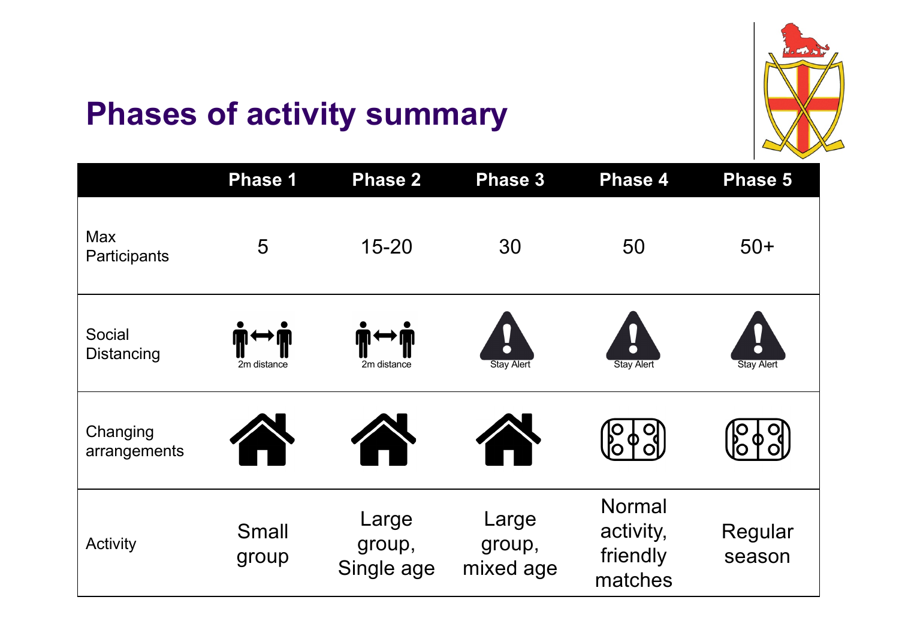# Phases of activity summary

| | Phase 1 | Phase 2 | Phase 3 | Phase 4 | Phase 5 |
|---|---|---|---|---|---|
| Max Participants | 5 | 15-20 | 30 | 50 | 50+ |
| Social Distancing | 2m distance | 2m distance | Stay Alert | Stay Alert | Stay Alert |
| Changing arrangements | | | | | |
| Activity | Small group | Large group, Single age | Large group, mixed age | Normal activity, friendly matches | Regular season |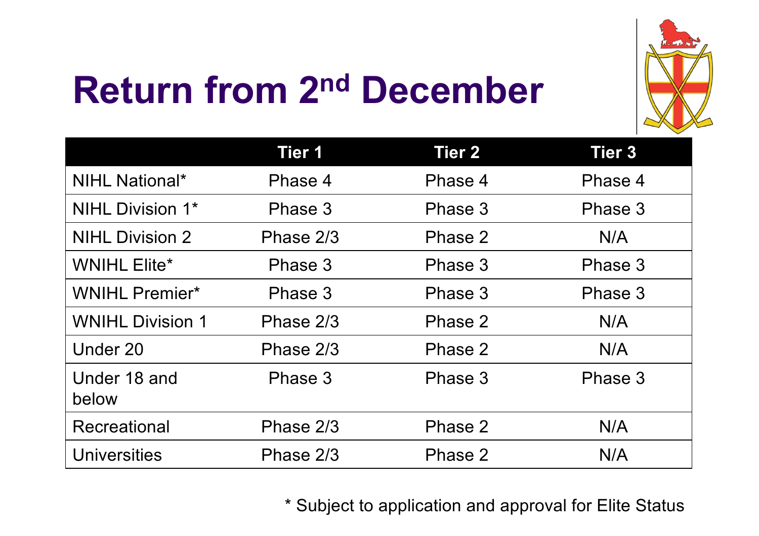# Return from 2nd December

|  | Tier 1 | Tier 2 | Tier 3 |
|---|---|---|---|
| NIHL National* | Phase 4 | Phase 4 | Phase 4 |
| NIHL Division 1* | Phase 3 | Phase 3 | Phase 3 |
| NIHL Division 2 | Phase 2/3 | Phase 2 | N/A |
| WNIHL Elite* | Phase 3 | Phase 3 | Phase 3 |
| WNIHL Premier* | Phase 3 | Phase 3 | Phase 3 |
| WNIHL Division 1 | Phase 2/3 | Phase 2 | N/A |
| Under 20 | Phase 2/3 | Phase 2 | N/A |
| Under 18 and below | Phase 3 | Phase 3 | Phase 3 |
| Recreational | Phase 2/3 | Phase 2 | N/A |
| Universities | Phase 2/3 | Phase 2 | N/A |

* Subject to application and approval for Elite Status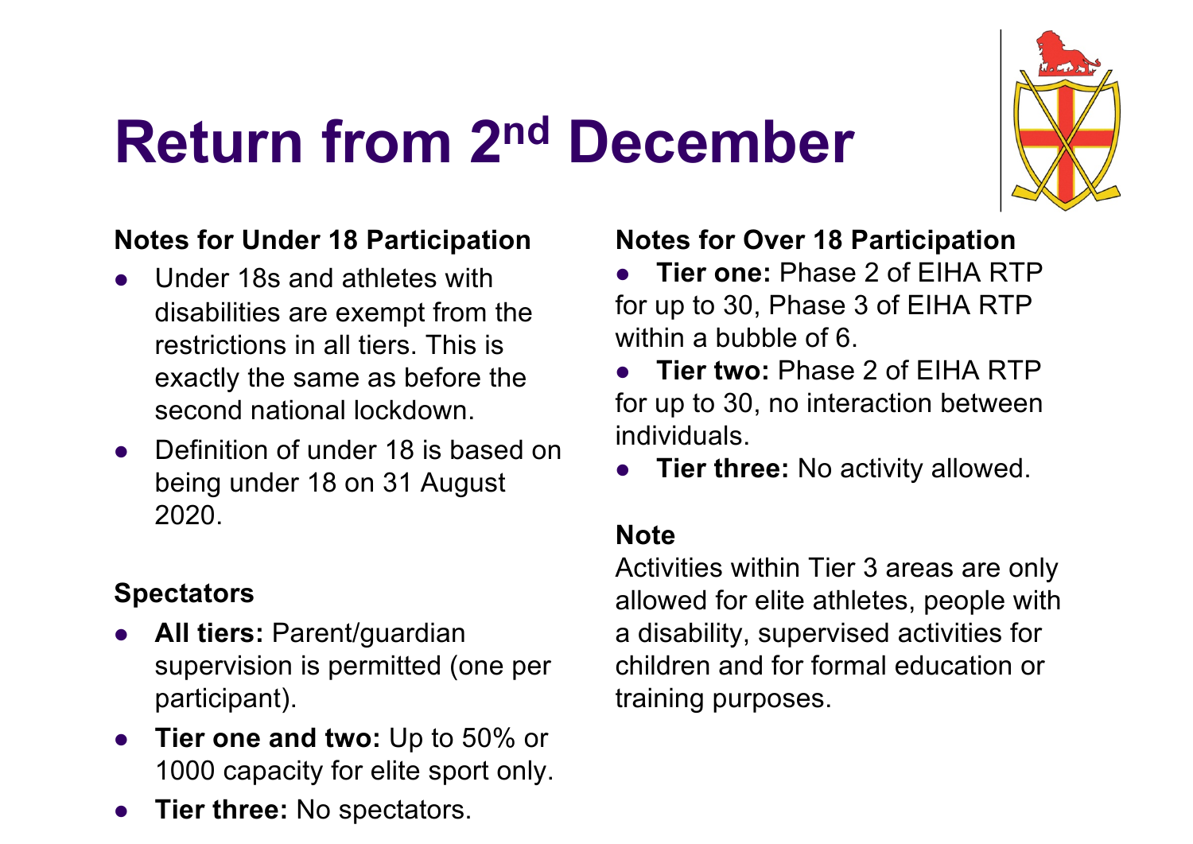# Return from 2nd December

**Notes for Under 18 Participation**

- Under 18s and athletes with disabilities are exempt from the restrictions in all tiers. This is exactly the same as before the second national lockdown.
- Definition of under 18 is based on being under 18 on 31 August 2020.

**Spectators**

- **All tiers:** Parent/guardian supervision is permitted (one per participant).
- **Tier one and two:** Up to 50% or 1000 capacity for elite sport only.
- **Tier three:** No spectators.

**Notes for Over 18 Participation**

- **Tier one:** Phase 2 of EIHA RTP for up to 30, Phase 3 of EIHA RTP within a bubble of 6.
- **Tier two:** Phase 2 of EIHA RTP for up to 30, no interaction between individuals.
- **Tier three:** No activity allowed.

**Note**

Activities within Tier 3 areas are only allowed for elite athletes, people with a disability, supervised activities for children and for formal education or training purposes.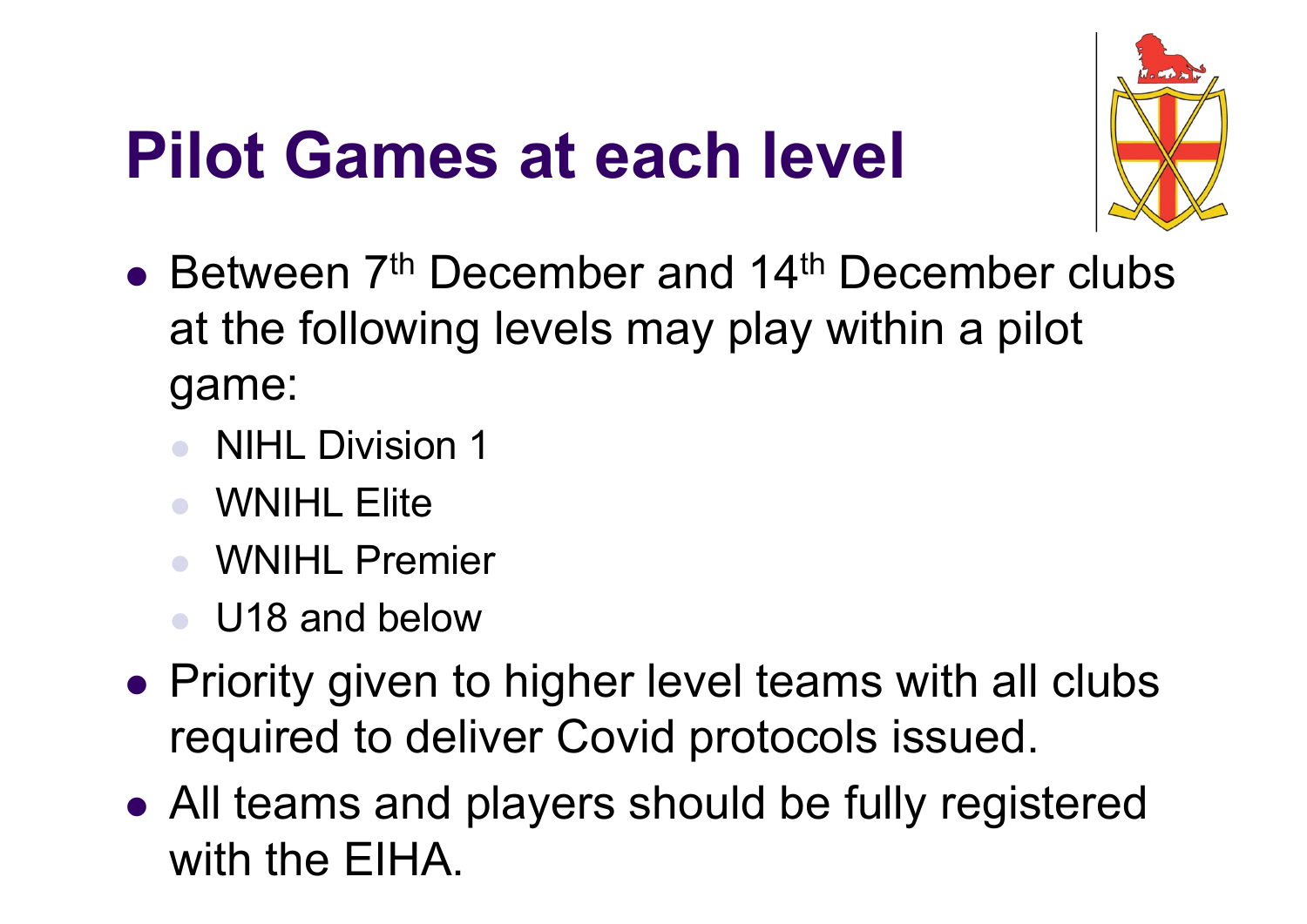# Pilot Games at each level

- Between 7th December and 14th December clubs at the following levels may play within a pilot game:
  - NIHL Division 1
  - WNIHL Elite
  - WNIHL Premier
  - U18 and below
- Priority given to higher level teams with all clubs required to deliver Covid protocols issued.
- All teams and players should be fully registered with the EIHA.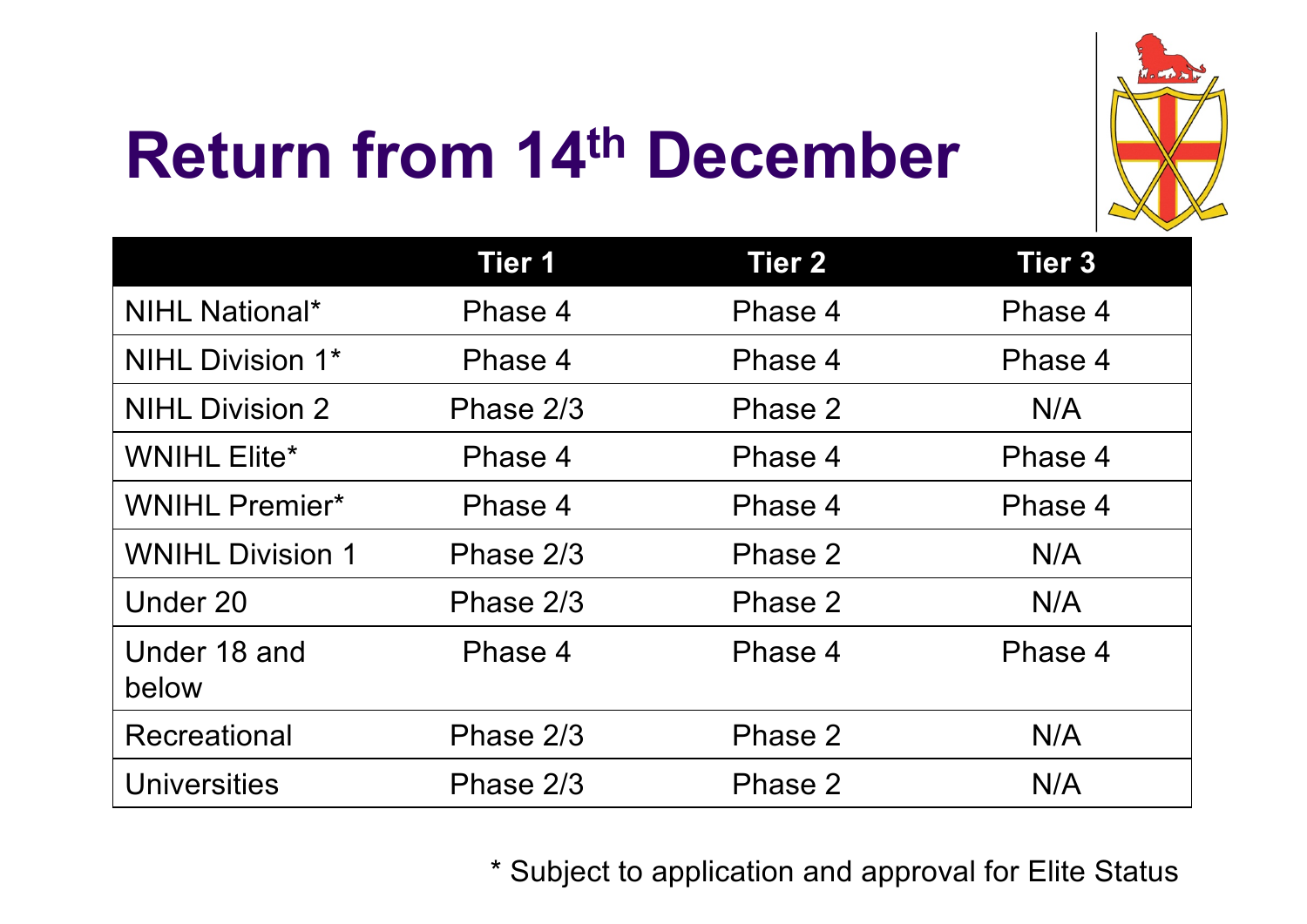# Return from 14th December

| | Tier 1 | Tier 2 | Tier 3 |
|---|---|---|---|
| NIHL National* | Phase 4 | Phase 4 | Phase 4 |
| NIHL Division 1* | Phase 4 | Phase 4 | Phase 4 |
| NIHL Division 2 | Phase 2/3 | Phase 2 | N/A |
| WNIHL Elite* | Phase 4 | Phase 4 | Phase 4 |
| WNIHL Premier* | Phase 4 | Phase 4 | Phase 4 |
| WNIHL Division 1 | Phase 2/3 | Phase 2 | N/A |
| Under 20 | Phase 2/3 | Phase 2 | N/A |
| Under 18 and below | Phase 4 | Phase 4 | Phase 4 |
| Recreational | Phase 2/3 | Phase 2 | N/A |
| Universities | Phase 2/3 | Phase 2 | N/A |

* Subject to application and approval for Elite Status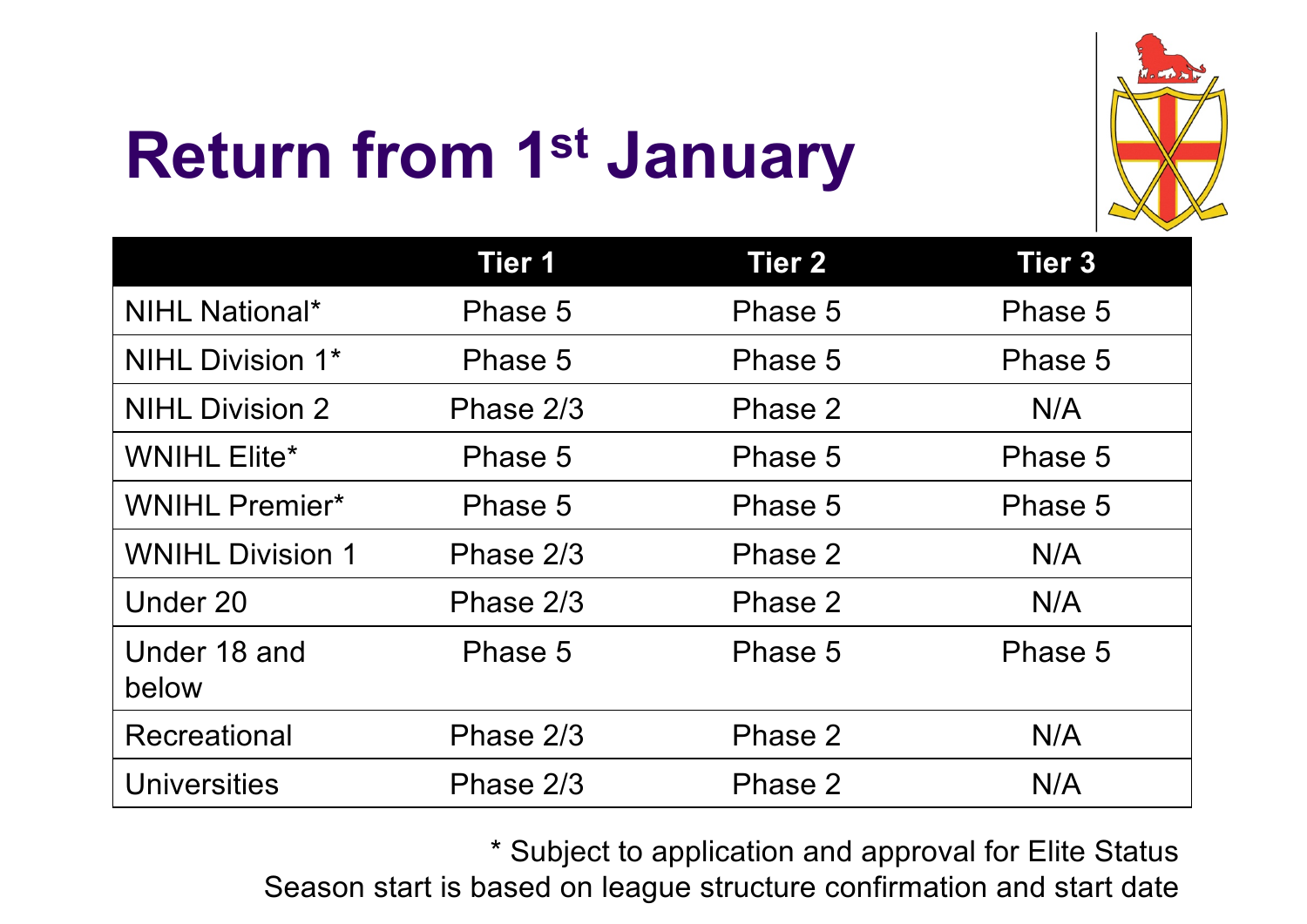# Return from 1st January

| | Tier 1 | Tier 2 | Tier 3 |
|---|---|---|---|
| NIHL National* | Phase 5 | Phase 5 | Phase 5 |
| NIHL Division 1* | Phase 5 | Phase 5 | Phase 5 |
| NIHL Division 2 | Phase 2/3 | Phase 2 | N/A |
| WNIHL Elite* | Phase 5 | Phase 5 | Phase 5 |
| WNIHL Premier* | Phase 5 | Phase 5 | Phase 5 |
| WNIHL Division 1 | Phase 2/3 | Phase 2 | N/A |
| Under 20 | Phase 2/3 | Phase 2 | N/A |
| Under 18 and below | Phase 5 | Phase 5 | Phase 5 |
| Recreational | Phase 2/3 | Phase 2 | N/A |
| Universities | Phase 2/3 | Phase 2 | N/A |

* Subject to application and approval for Elite Status
Season start is based on league structure confirmation and start date